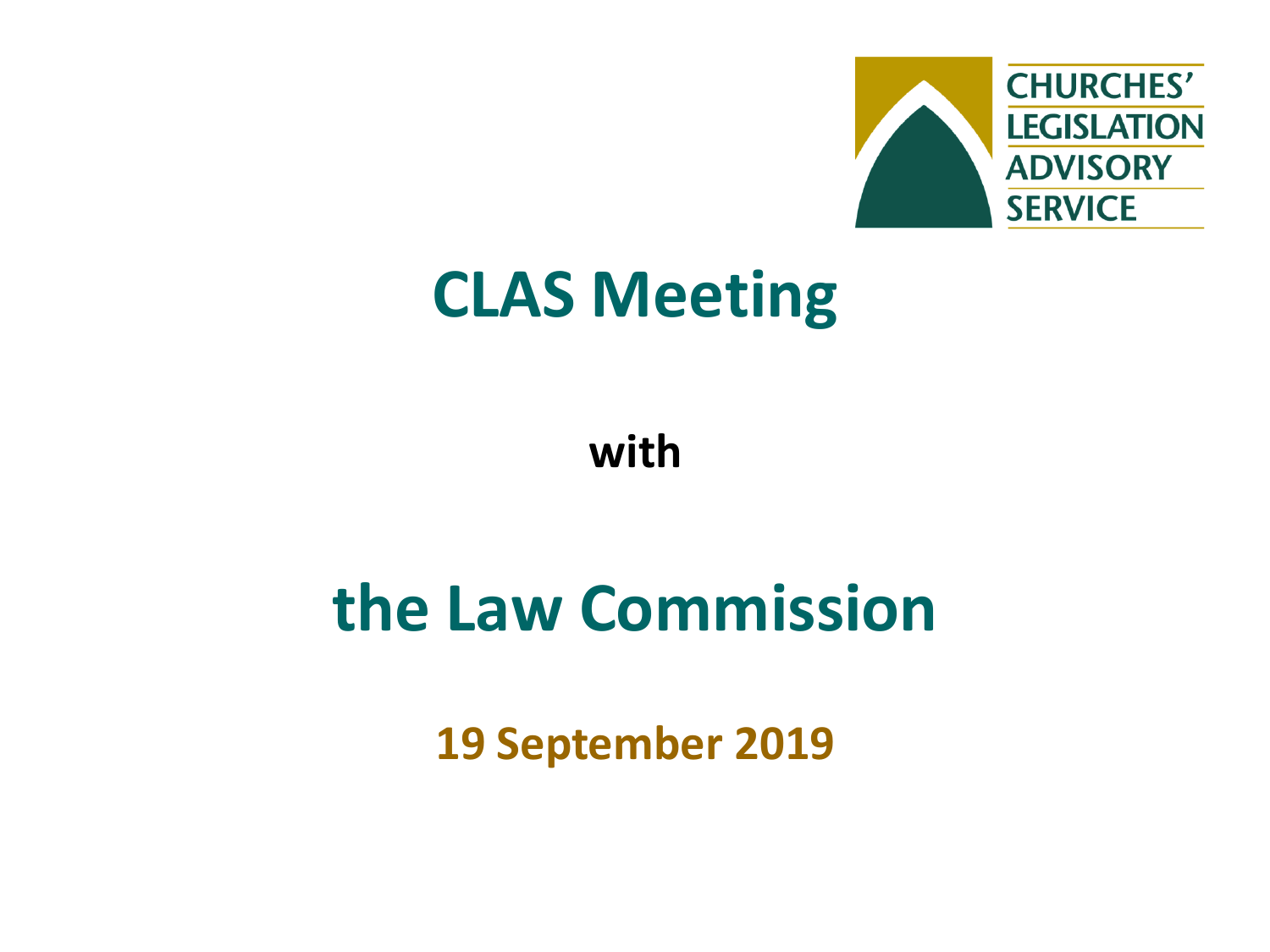CHURCHES' LEGISLATION ADVISORY SERVICE

# CLAS Meeting

**with**

# the Law Commission

**19 September 2019**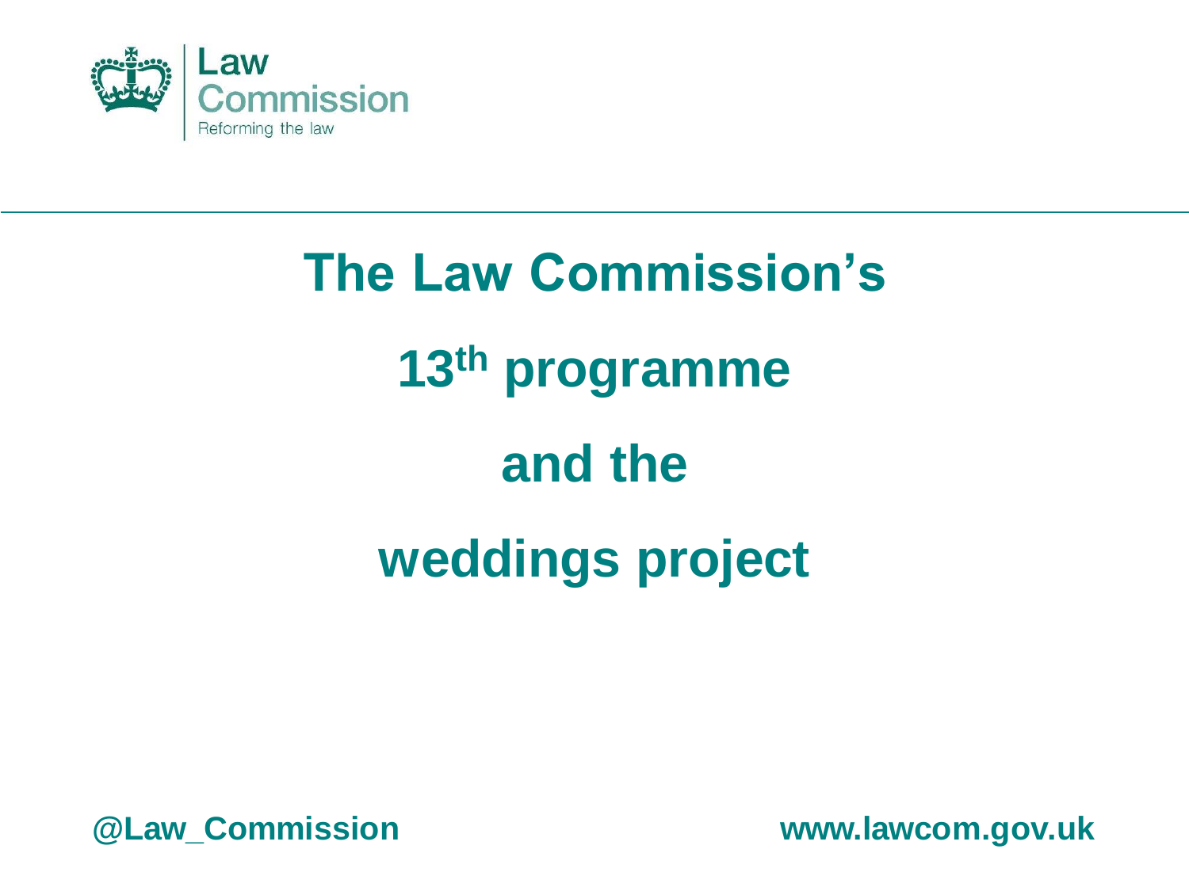Law Commission
Reforming the law

# The Law Commission's 13th programme and the weddings project

@Law_Commission

www.lawcom.gov.uk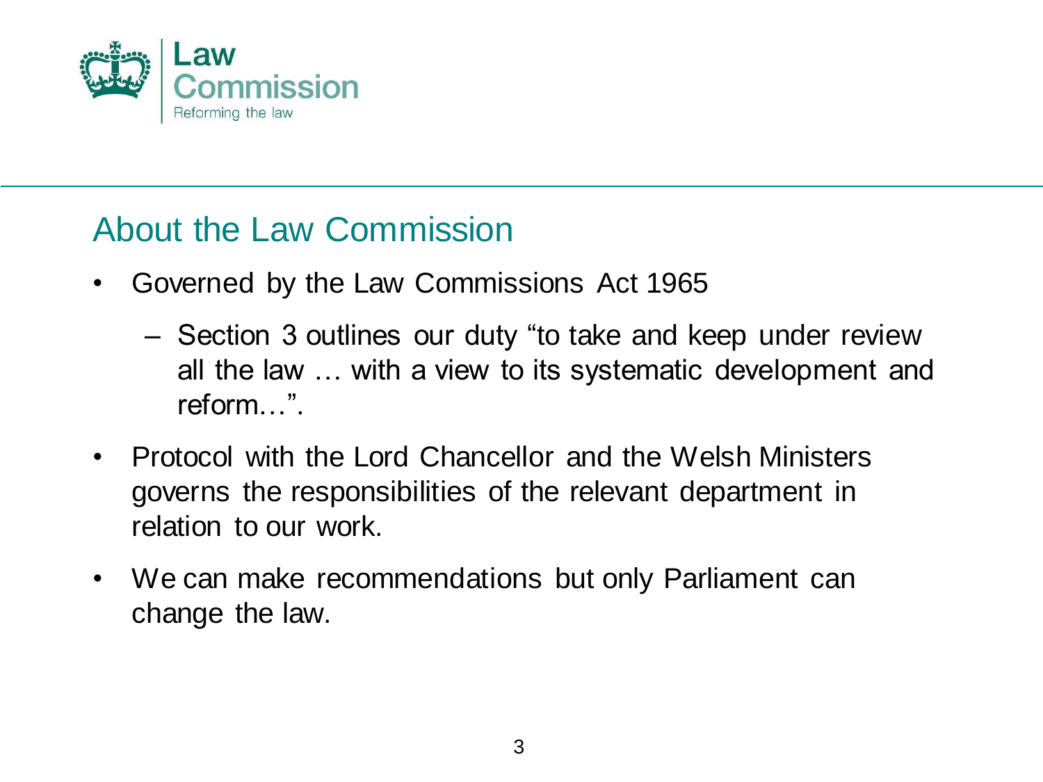## About the Law Commission

- Governed by the Law Commissions Act 1965
  - Section 3 outlines our duty "to take and keep under review all the law … with a view to its systematic development and reform…".
- Protocol with the Lord Chancellor and the Welsh Ministers governs the responsibilities of the relevant department in relation to our work.
- We can make recommendations but only Parliament can change the law.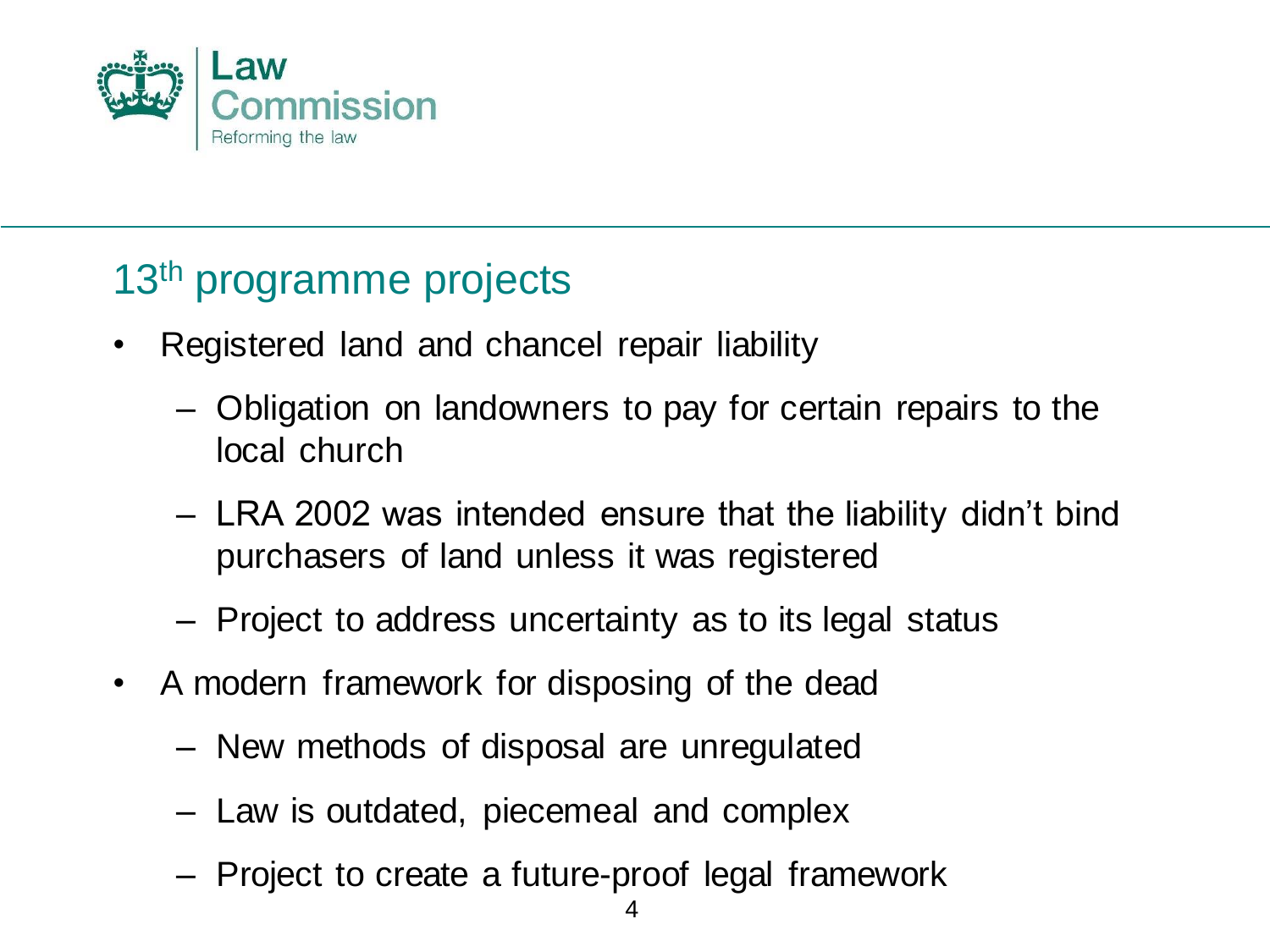## 13th programme projects

- Registered land and chancel repair liability
  - Obligation on landowners to pay for certain repairs to the local church
  - LRA 2002 was intended ensure that the liability didn't bind purchasers of land unless it was registered
  - Project to address uncertainty as to its legal status
- A modern framework for disposing of the dead
  - New methods of disposal are unregulated
  - Law is outdated, piecemeal and complex
  - Project to create a future-proof legal framework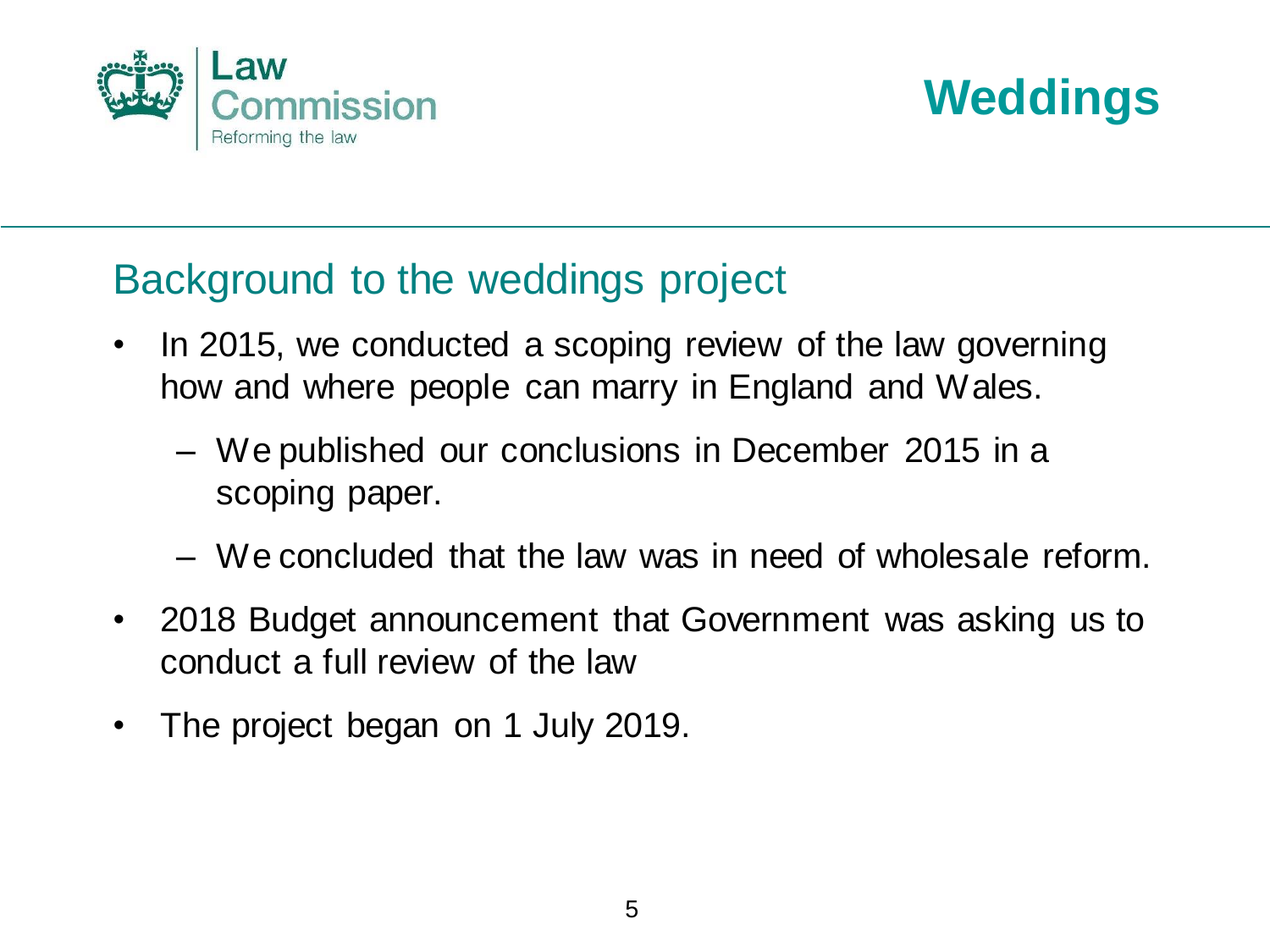# Weddings

## Background to the weddings project

- In 2015, we conducted a scoping review of the law governing how and where people can marry in England and Wales.
  - We published our conclusions in December 2015 in a scoping paper.
  - We concluded that the law was in need of wholesale reform.
- 2018 Budget announcement that Government was asking us to conduct a full review of the law
- The project began on 1 July 2019.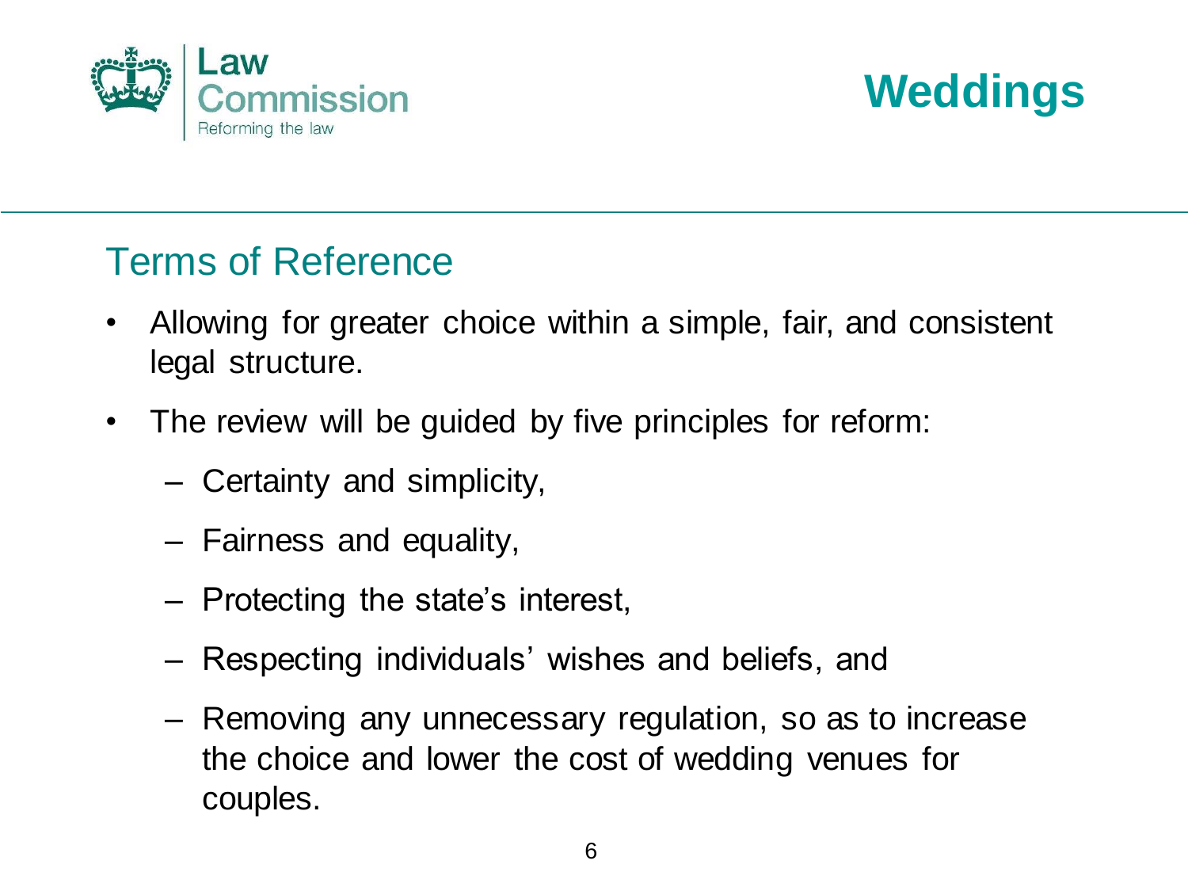# Weddings

## Terms of Reference

- Allowing for greater choice within a simple, fair, and consistent legal structure.
- The review will be guided by five principles for reform:
  - Certainty and simplicity,
  - Fairness and equality,
  - Protecting the state's interest,
  - Respecting individuals' wishes and beliefs, and
  - Removing any unnecessary regulation, so as to increase the choice and lower the cost of wedding venues for couples.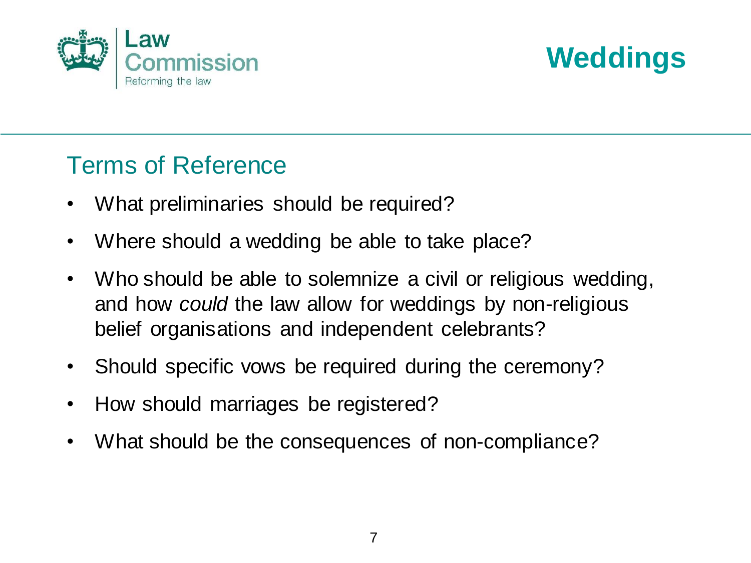# Weddings

## Terms of Reference

- What preliminaries should be required?
- Where should a wedding be able to take place?
- Who should be able to solemnize a civil or religious wedding, and how *could* the law allow for weddings by non-religious belief organisations and independent celebrants?
- Should specific vows be required during the ceremony?
- How should marriages be registered?
- What should be the consequences of non-compliance?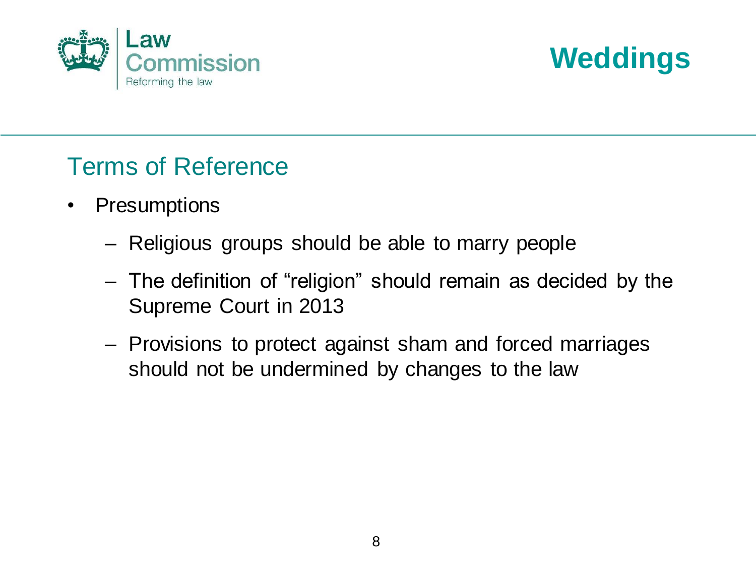# Weddings

## Terms of Reference

- Presumptions
  - Religious groups should be able to marry people
  - The definition of "religion" should remain as decided by the Supreme Court in 2013
  - Provisions to protect against sham and forced marriages should not be undermined by changes to the law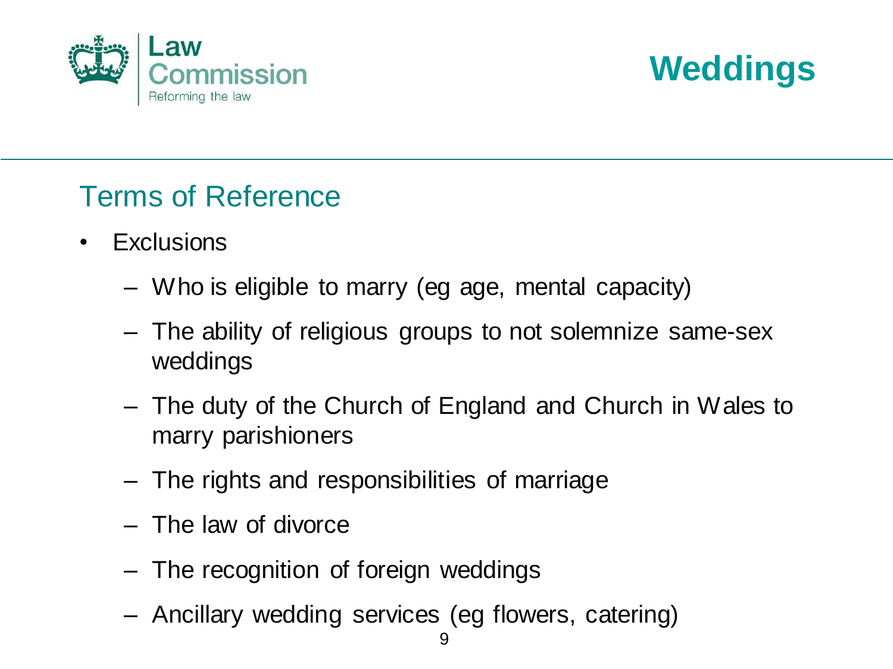# Weddings

## Terms of Reference

- Exclusions
  - Who is eligible to marry (eg age, mental capacity)
  - The ability of religious groups to not solemnize same-sex weddings
  - The duty of the Church of England and Church in Wales to marry parishioners
  - The rights and responsibilities of marriage
  - The law of divorce
  - The recognition of foreign weddings
  - Ancillary wedding services (eg flowers, catering)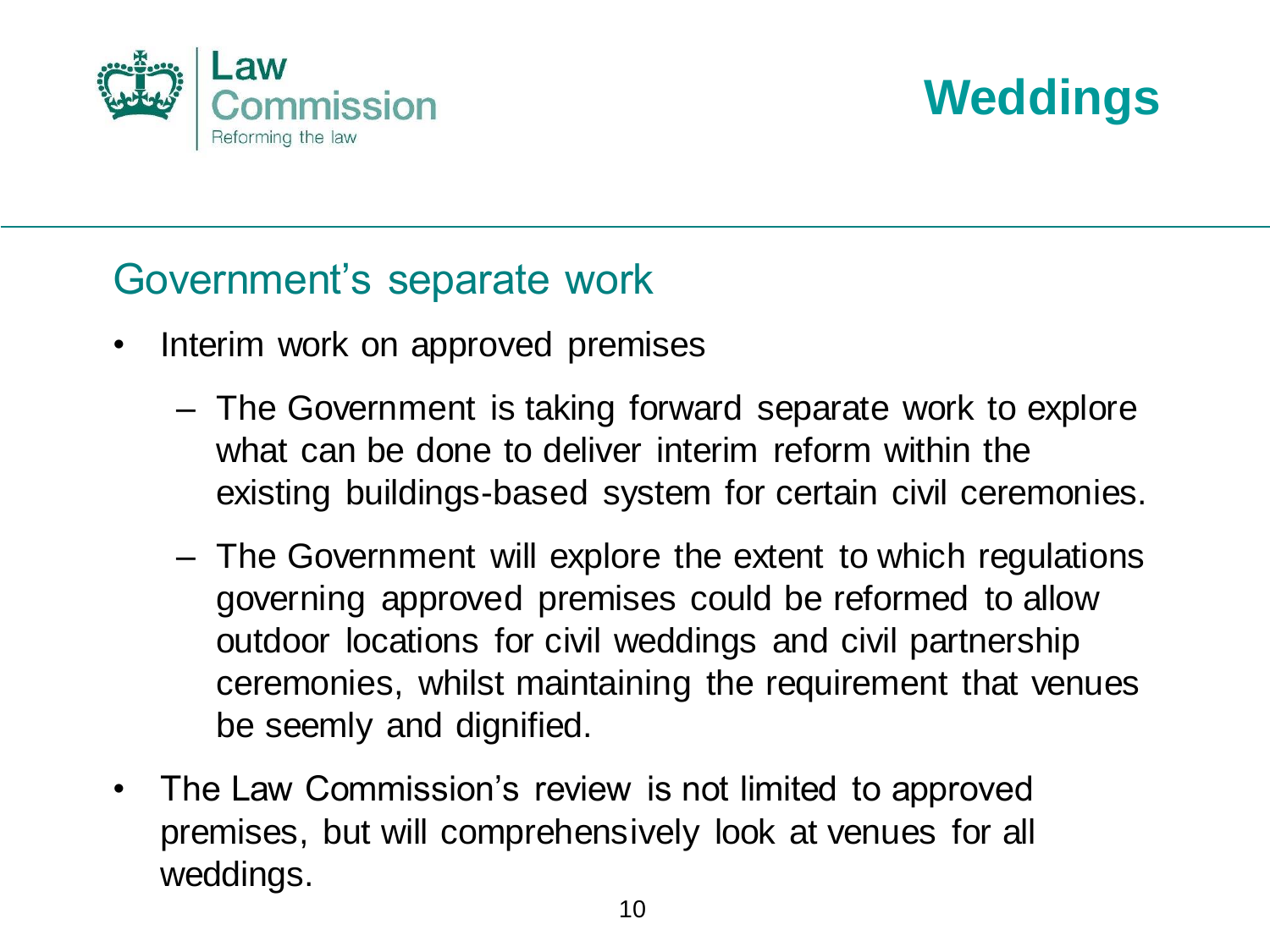# Weddings

## Government's separate work

- Interim work on approved premises
  - The Government is taking forward separate work to explore what can be done to deliver interim reform within the existing buildings-based system for certain civil ceremonies.
  - The Government will explore the extent to which regulations governing approved premises could be reformed to allow outdoor locations for civil weddings and civil partnership ceremonies, whilst maintaining the requirement that venues be seemly and dignified.
- The Law Commission's review is not limited to approved premises, but will comprehensively look at venues for all weddings.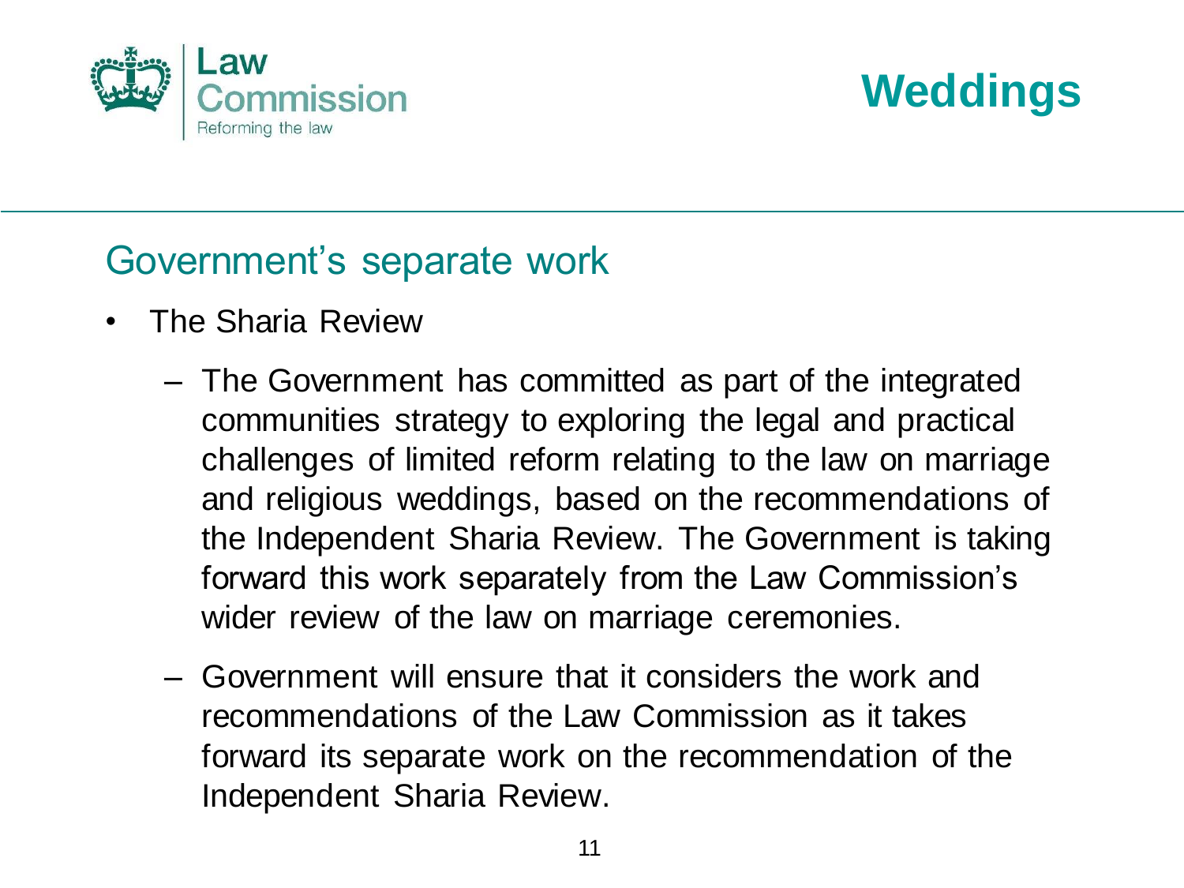# Weddings

## Government's separate work

- The Sharia Review
  - The Government has committed as part of the integrated communities strategy to exploring the legal and practical challenges of limited reform relating to the law on marriage and religious weddings, based on the recommendations of the Independent Sharia Review. The Government is taking forward this work separately from the Law Commission's wider review of the law on marriage ceremonies.
  - Government will ensure that it considers the work and recommendations of the Law Commission as it takes forward its separate work on the recommendation of the Independent Sharia Review.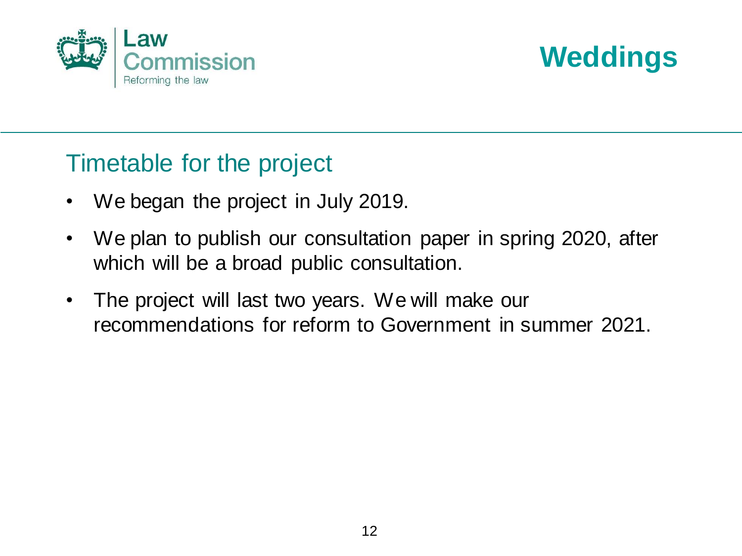# Weddings

## Timetable for the project

- We began the project in July 2019.
- We plan to publish our consultation paper in spring 2020, after which will be a broad public consultation.
- The project will last two years. We will make our recommendations for reform to Government in summer 2021.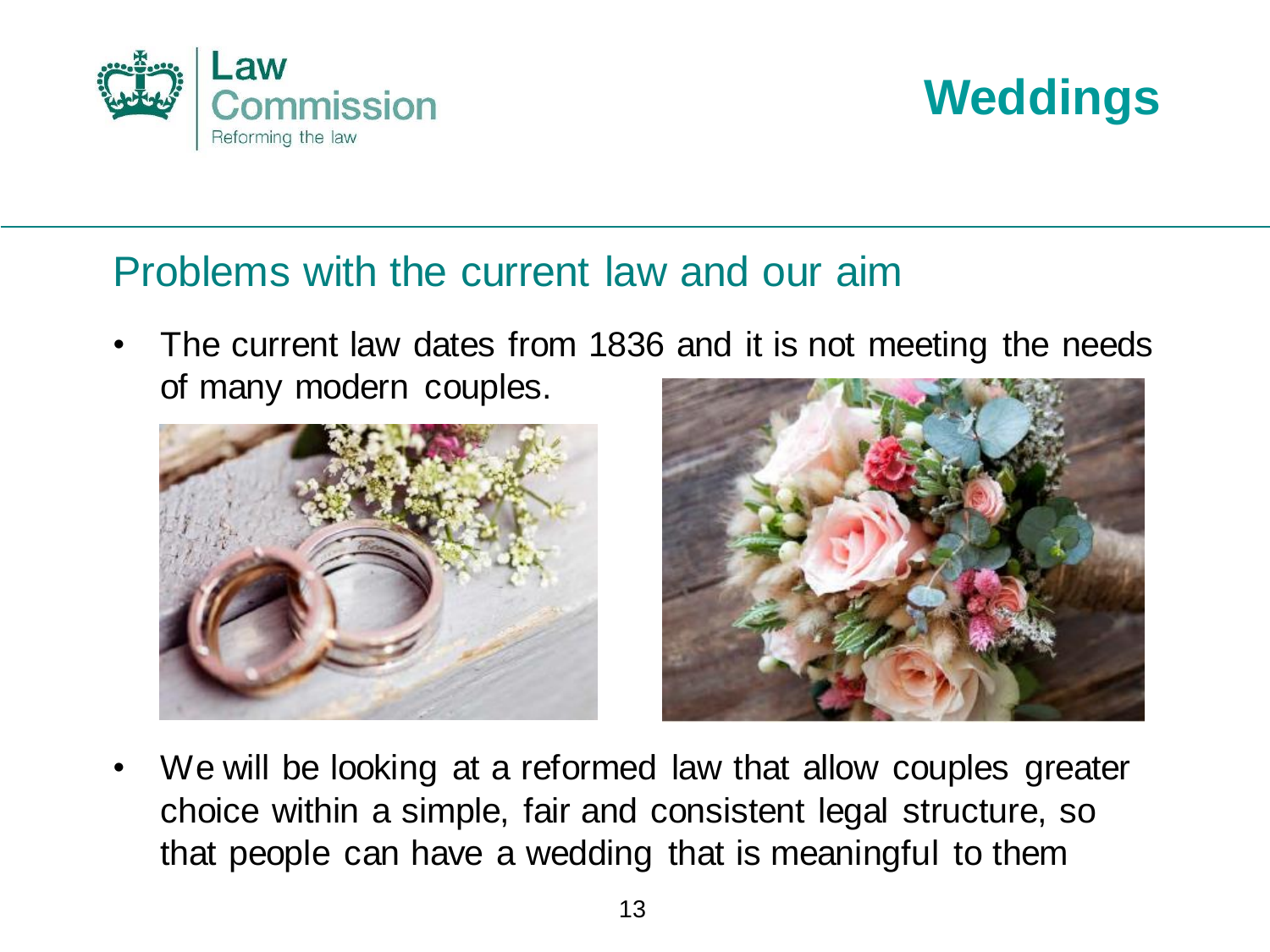# Weddings

## Problems with the current law and our aim

- The current law dates from 1836 and it is not meeting the needs of many modern couples.
- We will be looking at a reformed law that allow couples greater choice within a simple, fair and consistent legal structure, so that people can have a wedding that is meaningful to them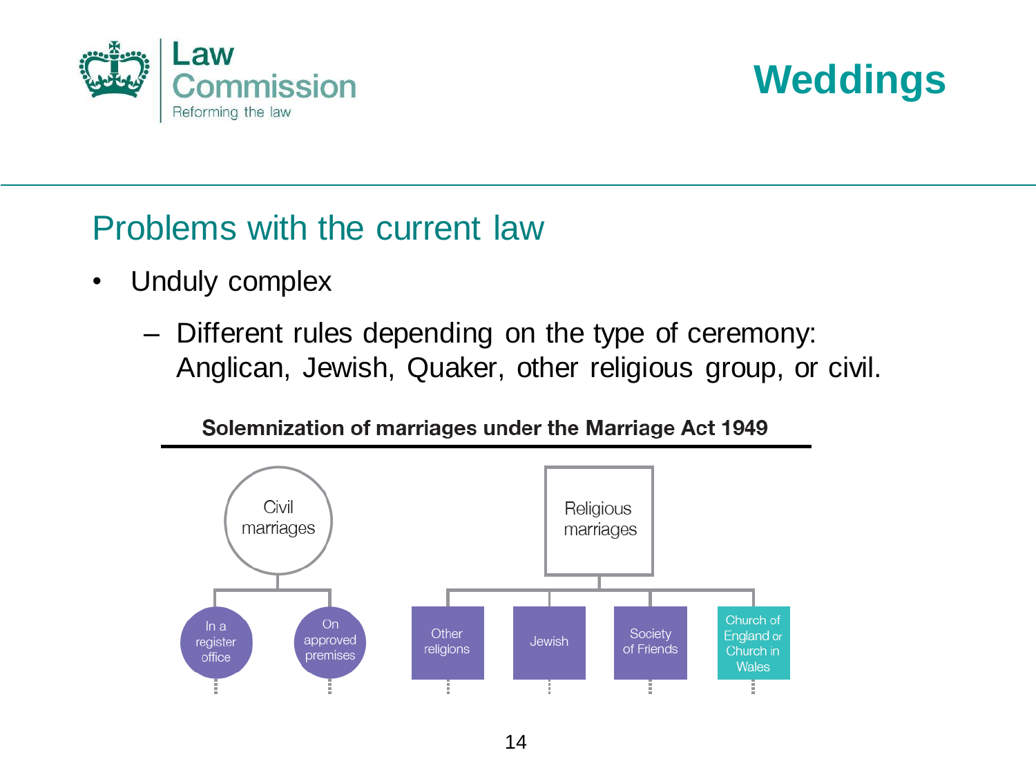# Weddings

## Problems with the current law

- Unduly complex
  - Different rules depending on the type of ceremony: Anglican, Jewish, Quaker, other religious group, or civil.

**Solemnization of marriages under the Marriage Act 1949**

- Civil marriages
  - In a register office
  - On approved premises
- Religious marriages
  - Other religions
  - Jewish
  - Society of Friends
  - Church of England or Church in Wales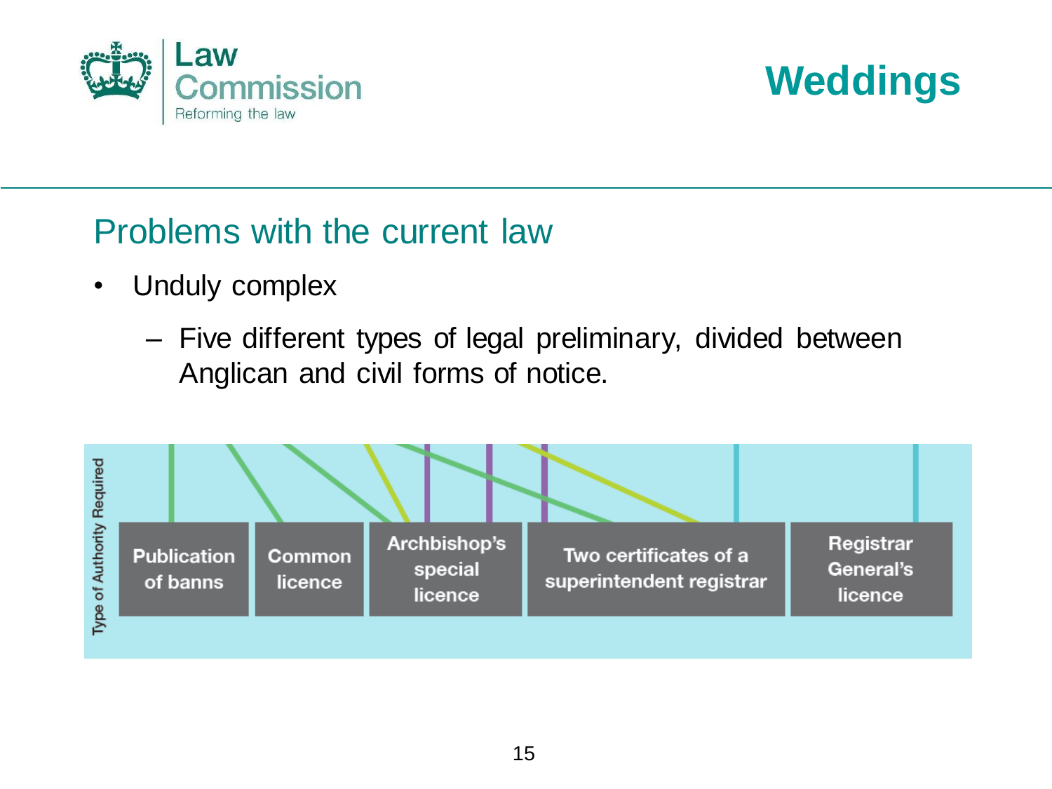# Weddings

## Problems with the current law

- Unduly complex
  - Five different types of legal preliminary, divided between Anglican and civil forms of notice.

Type of Authority Required

| Publication of banns | Common licence | Archbishop's special licence | Two certificates of a superintendent registrar | Registrar General's licence |
| --- | --- | --- | --- | --- |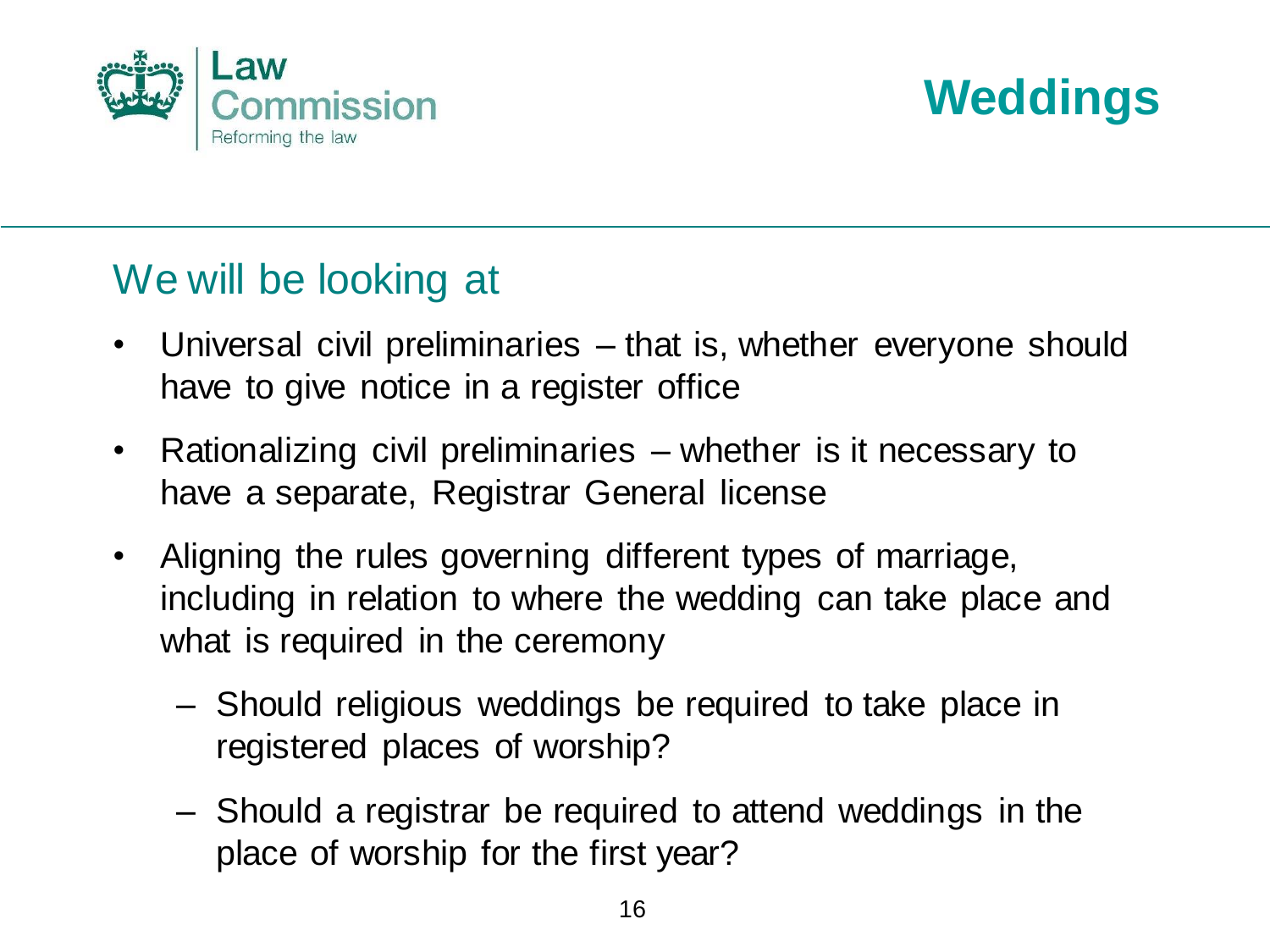Law Commission
Reforming the law

# Weddings

## We will be looking at

- Universal civil preliminaries – that is, whether everyone should have to give notice in a register office
- Rationalizing civil preliminaries – whether is it necessary to have a separate, Registrar General license
- Aligning the rules governing different types of marriage, including in relation to where the wedding can take place and what is required in the ceremony
  - Should religious weddings be required to take place in registered places of worship?
  - Should a registrar be required to attend weddings in the place of worship for the first year?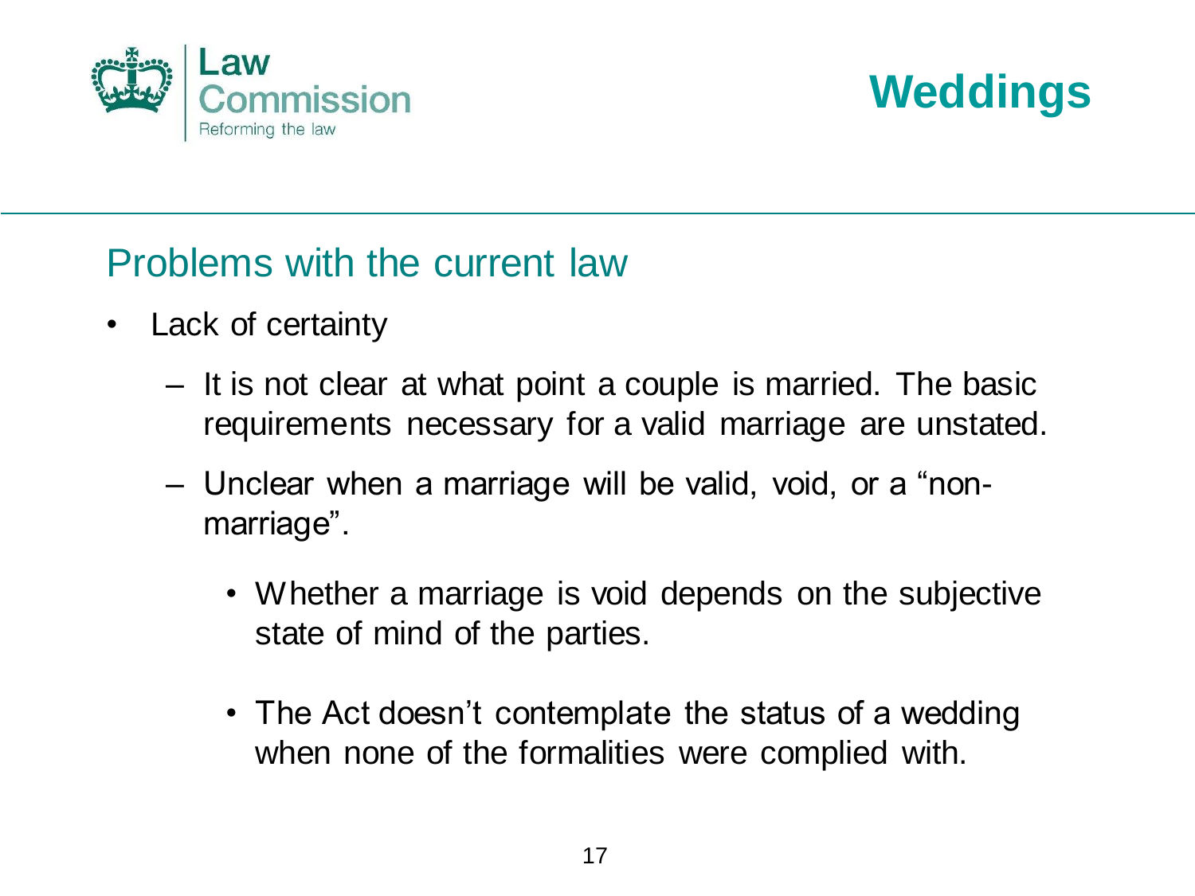# Weddings

## Problems with the current law

- Lack of certainty
  - It is not clear at what point a couple is married. The basic requirements necessary for a valid marriage are unstated.
  - Unclear when a marriage will be valid, void, or a "non-marriage".
    - Whether a marriage is void depends on the subjective state of mind of the parties.
    - The Act doesn't contemplate the status of a wedding when none of the formalities were complied with.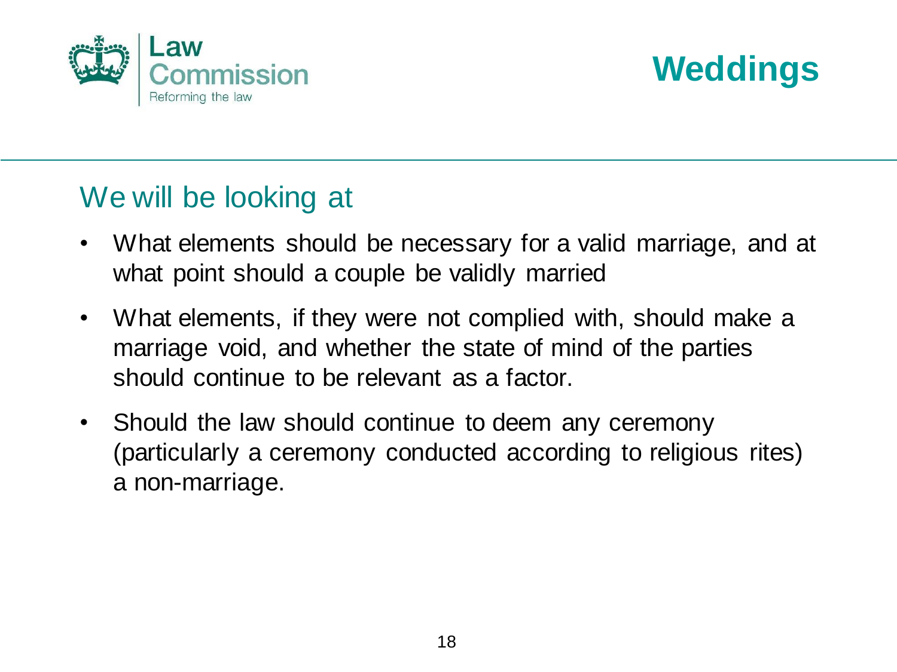# Weddings

## We will be looking at

- What elements should be necessary for a valid marriage, and at what point should a couple be validly married
- What elements, if they were not complied with, should make a marriage void, and whether the state of mind of the parties should continue to be relevant as a factor.
- Should the law should continue to deem any ceremony (particularly a ceremony conducted according to religious rites) a non-marriage.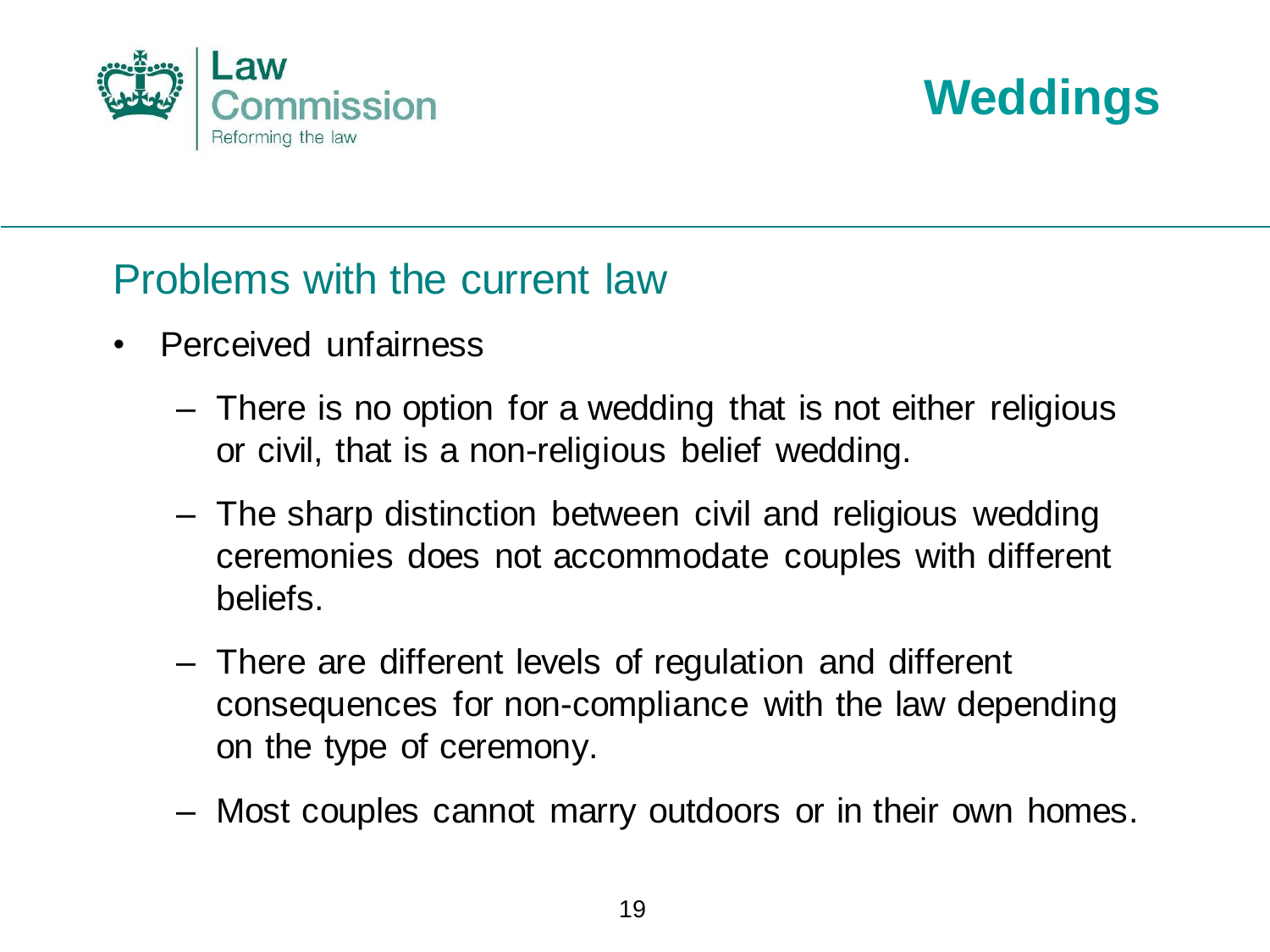# Weddings

## Problems with the current law

- Perceived unfairness
  - There is no option for a wedding that is not either religious or civil, that is a non-religious belief wedding.
  - The sharp distinction between civil and religious wedding ceremonies does not accommodate couples with different beliefs.
  - There are different levels of regulation and different consequences for non-compliance with the law depending on the type of ceremony.
  - Most couples cannot marry outdoors or in their own homes.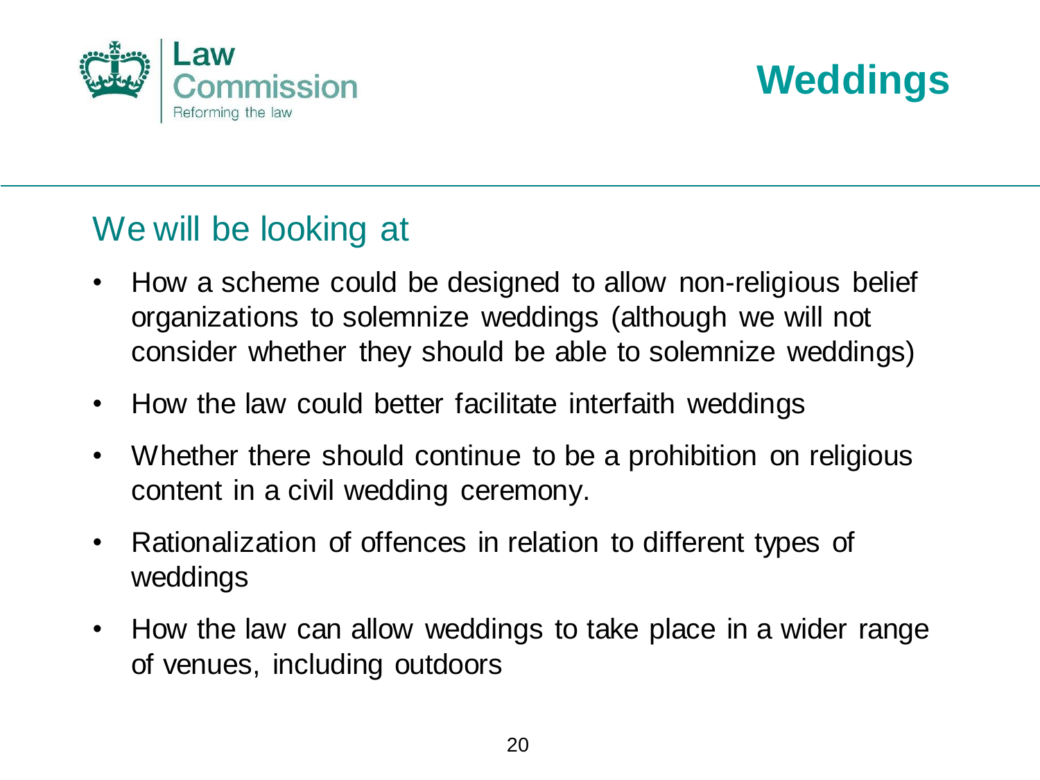Law Commission
Reforming the law

# Weddings

## We will be looking at

- How a scheme could be designed to allow non-religious belief organizations to solemnize weddings (although we will not consider whether they should be able to solemnize weddings)
- How the law could better facilitate interfaith weddings
- Whether there should continue to be a prohibition on religious content in a civil wedding ceremony.
- Rationalization of offences in relation to different types of weddings
- How the law can allow weddings to take place in a wider range of venues, including outdoors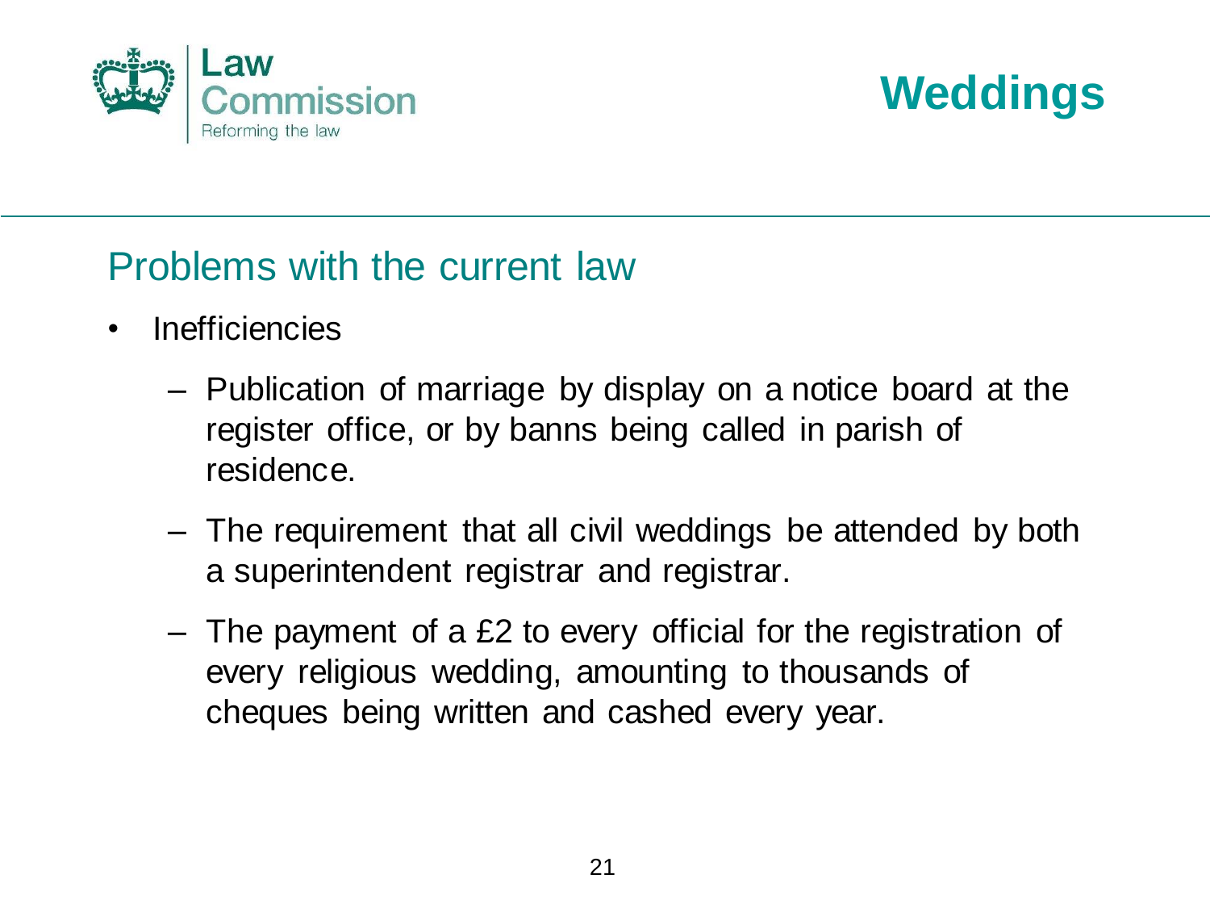# Weddings

## Problems with the current law

- Inefficiencies
  - Publication of marriage by display on a notice board at the register office, or by banns being called in parish of residence.
  - The requirement that all civil weddings be attended by both a superintendent registrar and registrar.
  - The payment of a £2 to every official for the registration of every religious wedding, amounting to thousands of cheques being written and cashed every year.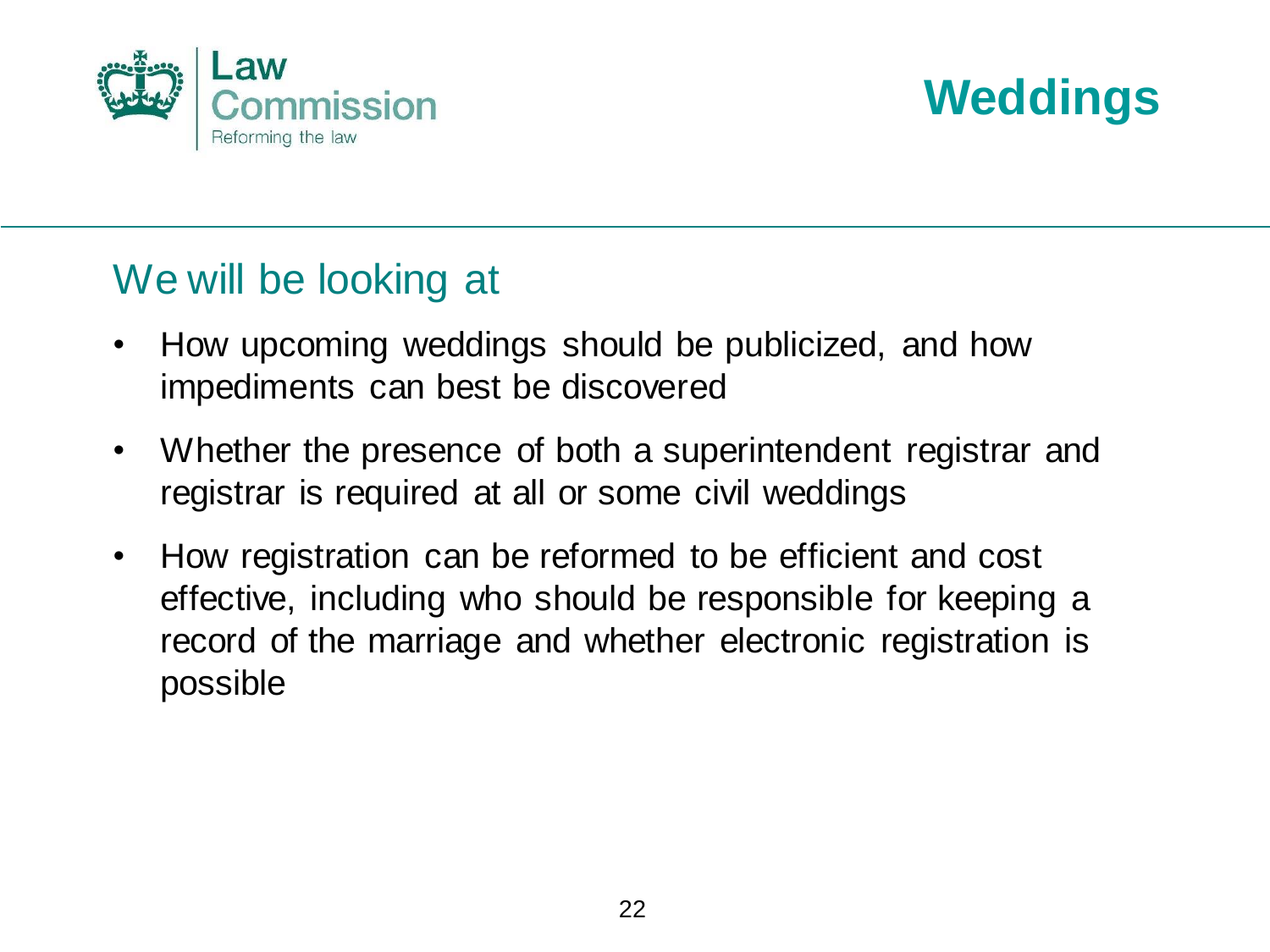Law Commission
Reforming the law

# Weddings

## We will be looking at

- How upcoming weddings should be publicized, and how impediments can best be discovered
- Whether the presence of both a superintendent registrar and registrar is required at all or some civil weddings
- How registration can be reformed to be efficient and cost effective, including who should be responsible for keeping a record of the marriage and whether electronic registration is possible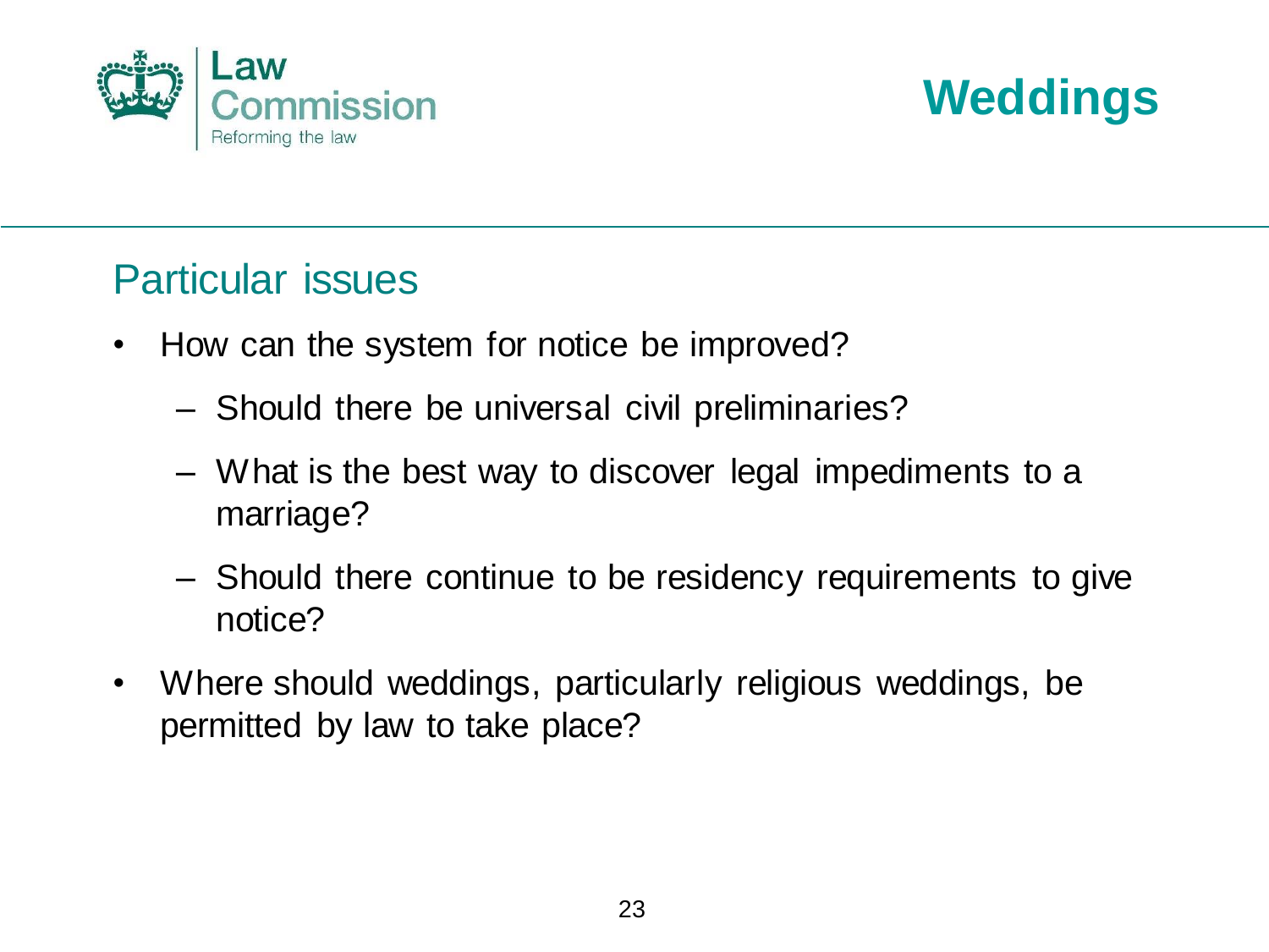# Weddings

## Particular issues

- How can the system for notice be improved?
  - Should there be universal civil preliminaries?
  - What is the best way to discover legal impediments to a marriage?
  - Should there continue to be residency requirements to give notice?
- Where should weddings, particularly religious weddings, be permitted by law to take place?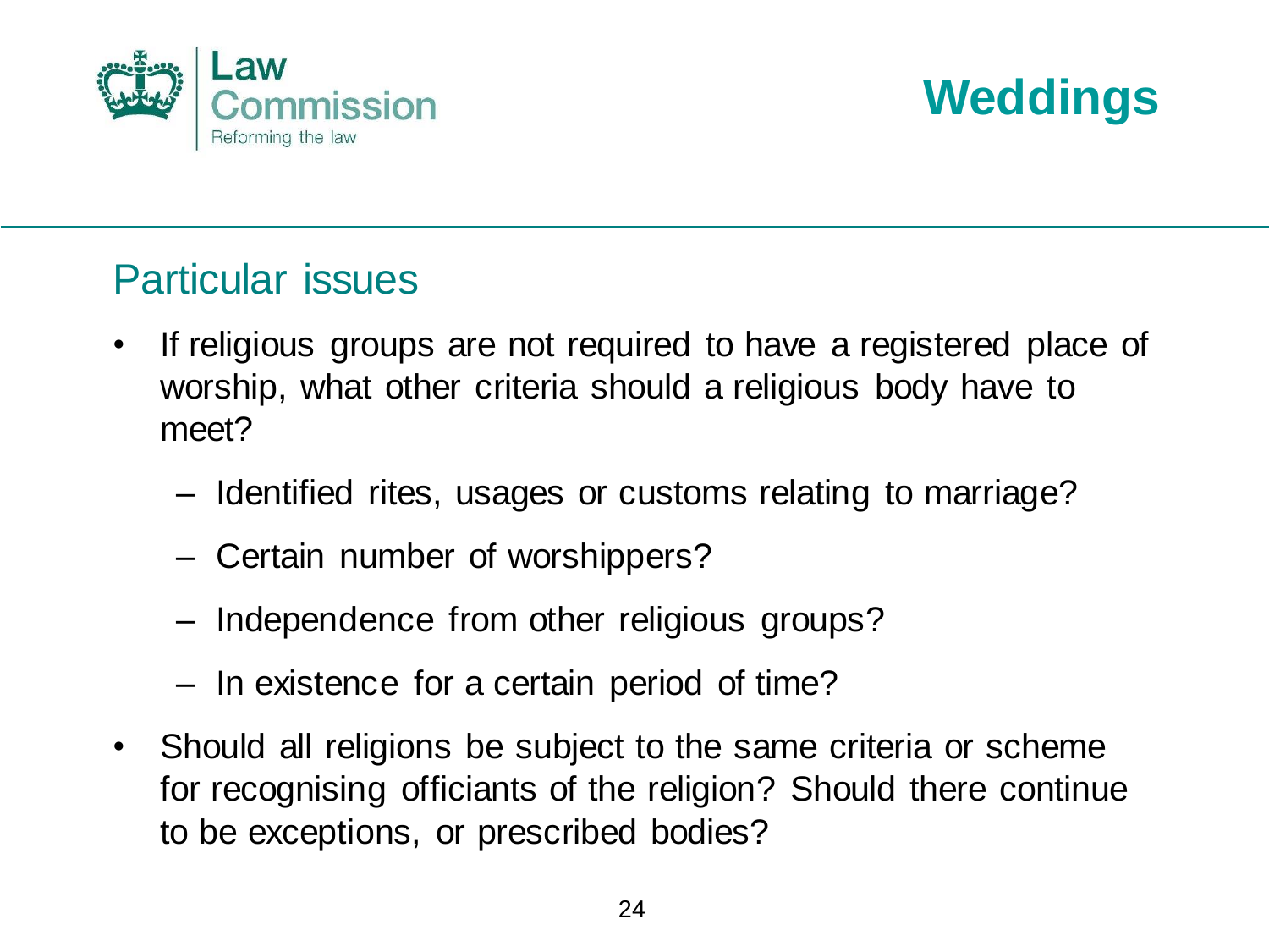# Weddings

## Particular issues

- If religious groups are not required to have a registered place of worship, what other criteria should a religious body have to meet?
  - Identified rites, usages or customs relating to marriage?
  - Certain number of worshippers?
  - Independence from other religious groups?
  - In existence for a certain period of time?
- Should all religions be subject to the same criteria or scheme for recognising officiants of the religion? Should there continue to be exceptions, or prescribed bodies?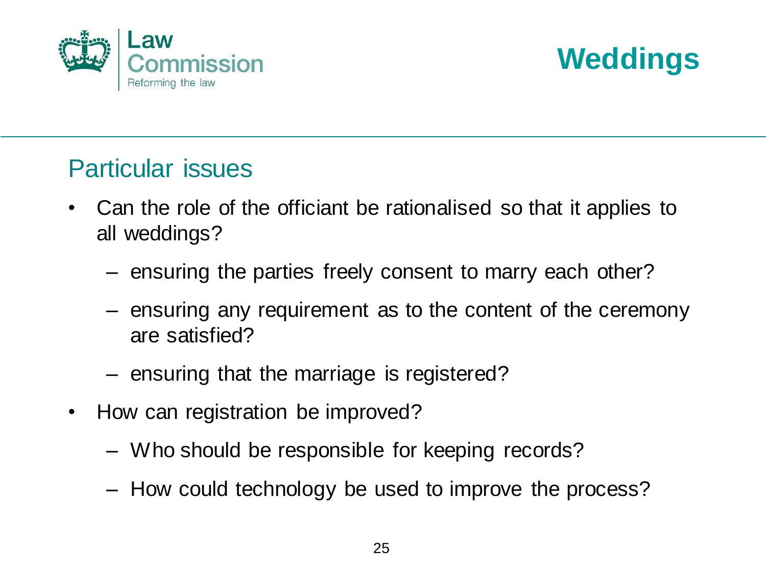# Weddings

## Particular issues

- Can the role of the officiant be rationalised so that it applies to all weddings?
  - ensuring the parties freely consent to marry each other?
  - ensuring any requirement as to the content of the ceremony are satisfied?
  - ensuring that the marriage is registered?
- How can registration be improved?
  - Who should be responsible for keeping records?
  - How could technology be used to improve the process?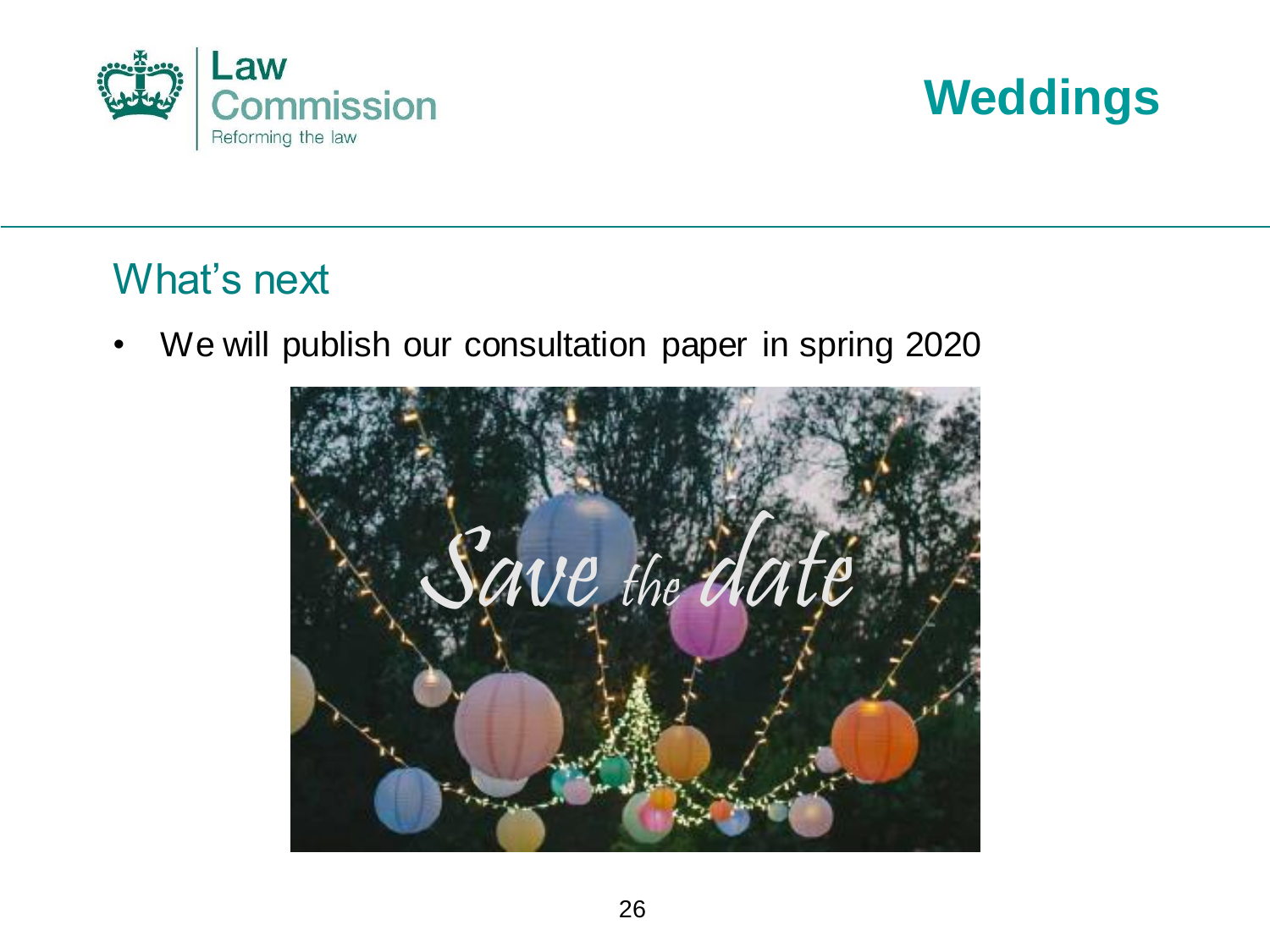# Weddings

## What's next

- We will publish our consultation paper in spring 2020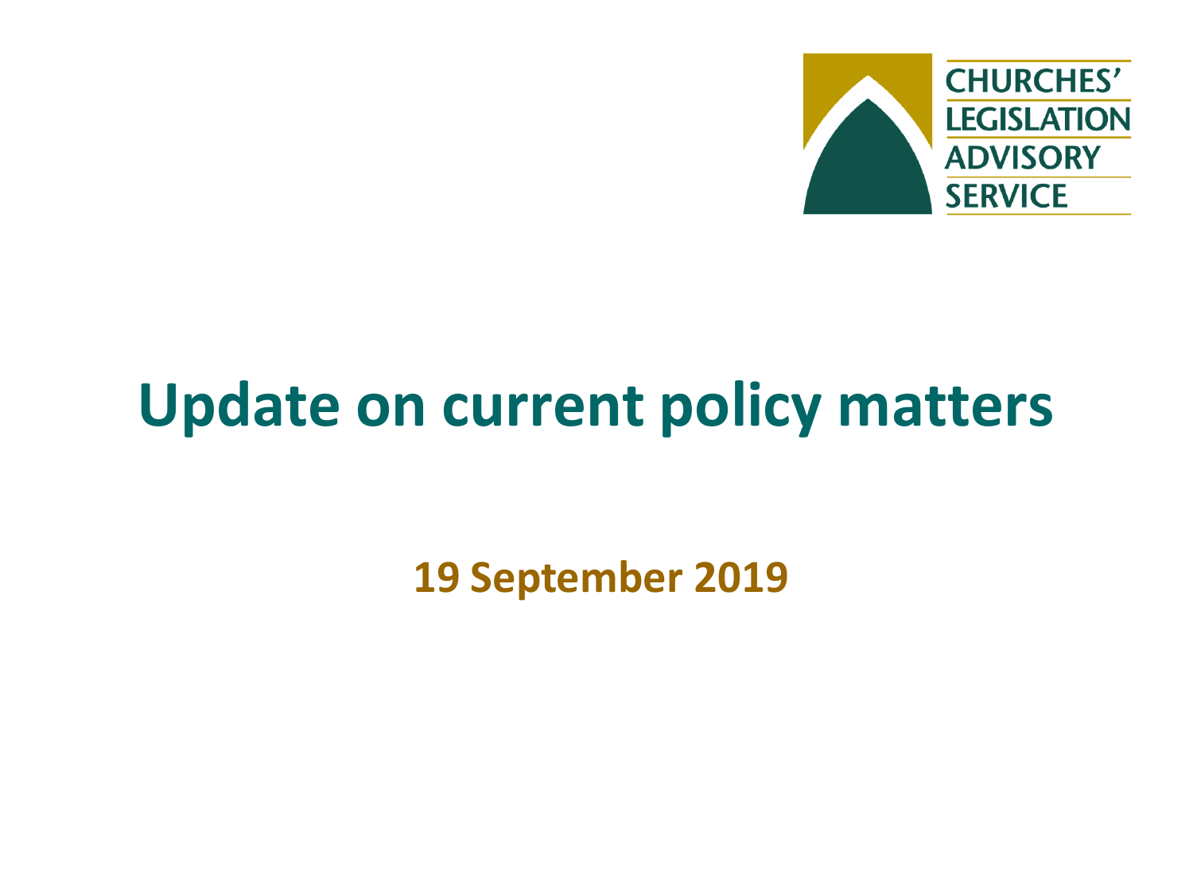CHURCHES' LEGISLATION ADVISORY SERVICE

# Update on current policy matters

**19 September 2019**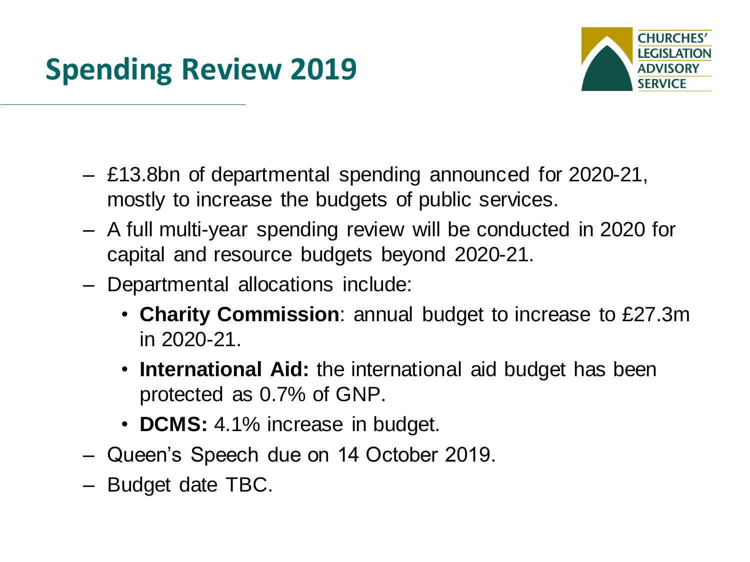# Spending Review 2019

- £13.8bn of departmental spending announced for 2020-21, mostly to increase the budgets of public services.
- A full multi-year spending review will be conducted in 2020 for capital and resource budgets beyond 2020-21.
- Departmental allocations include:
  - **Charity Commission**: annual budget to increase to £27.3m in 2020-21.
  - **International Aid:** the international aid budget has been protected as 0.7% of GNP.
  - **DCMS:** 4.1% increase in budget.
- Queen's Speech due on 14 October 2019.
- Budget date TBC.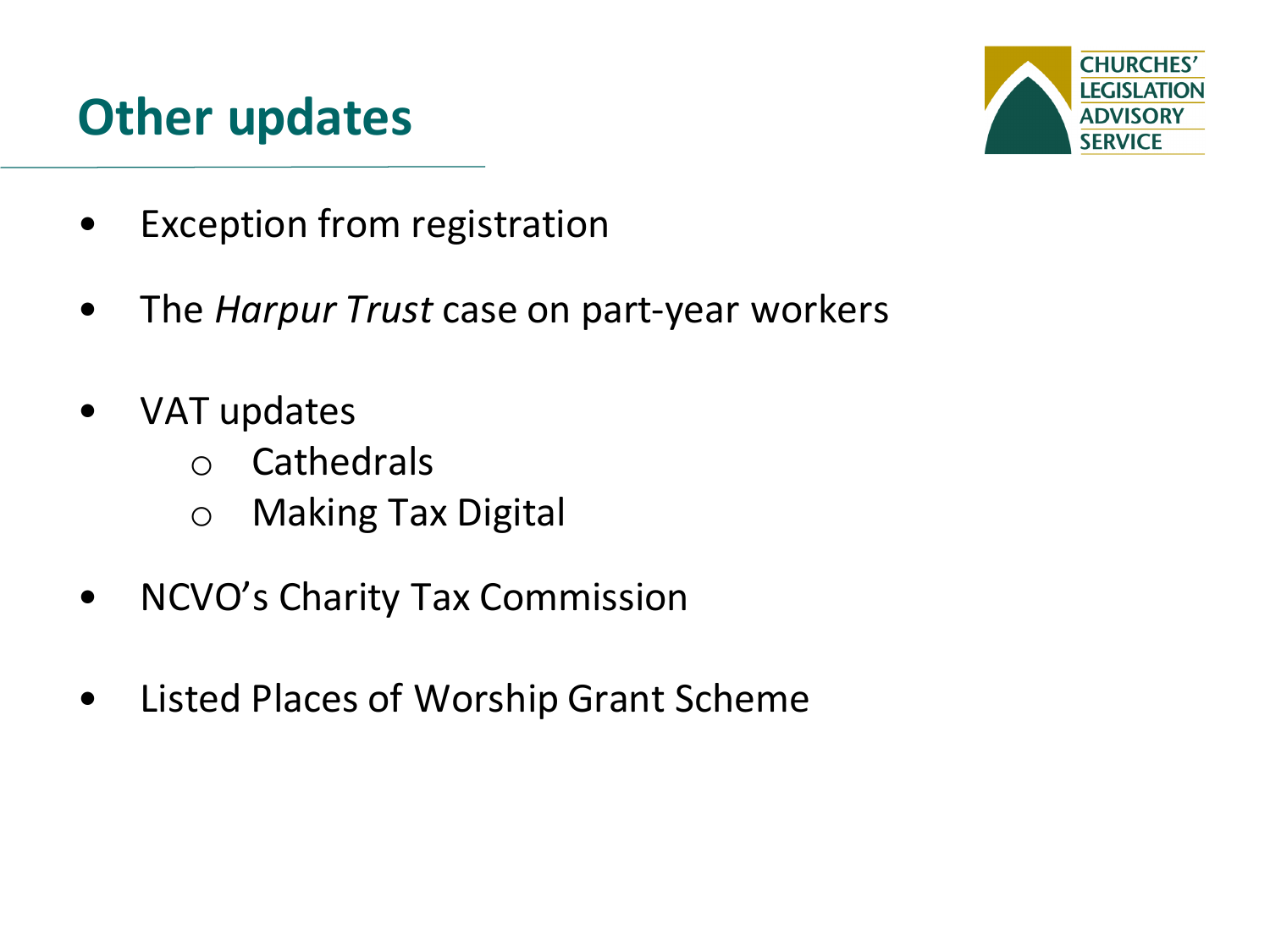# Other updates

- Exception from registration
- The *Harpur Trust* case on part-year workers
- VAT updates
  - Cathedrals
  - Making Tax Digital
- NCVO's Charity Tax Commission
- Listed Places of Worship Grant Scheme